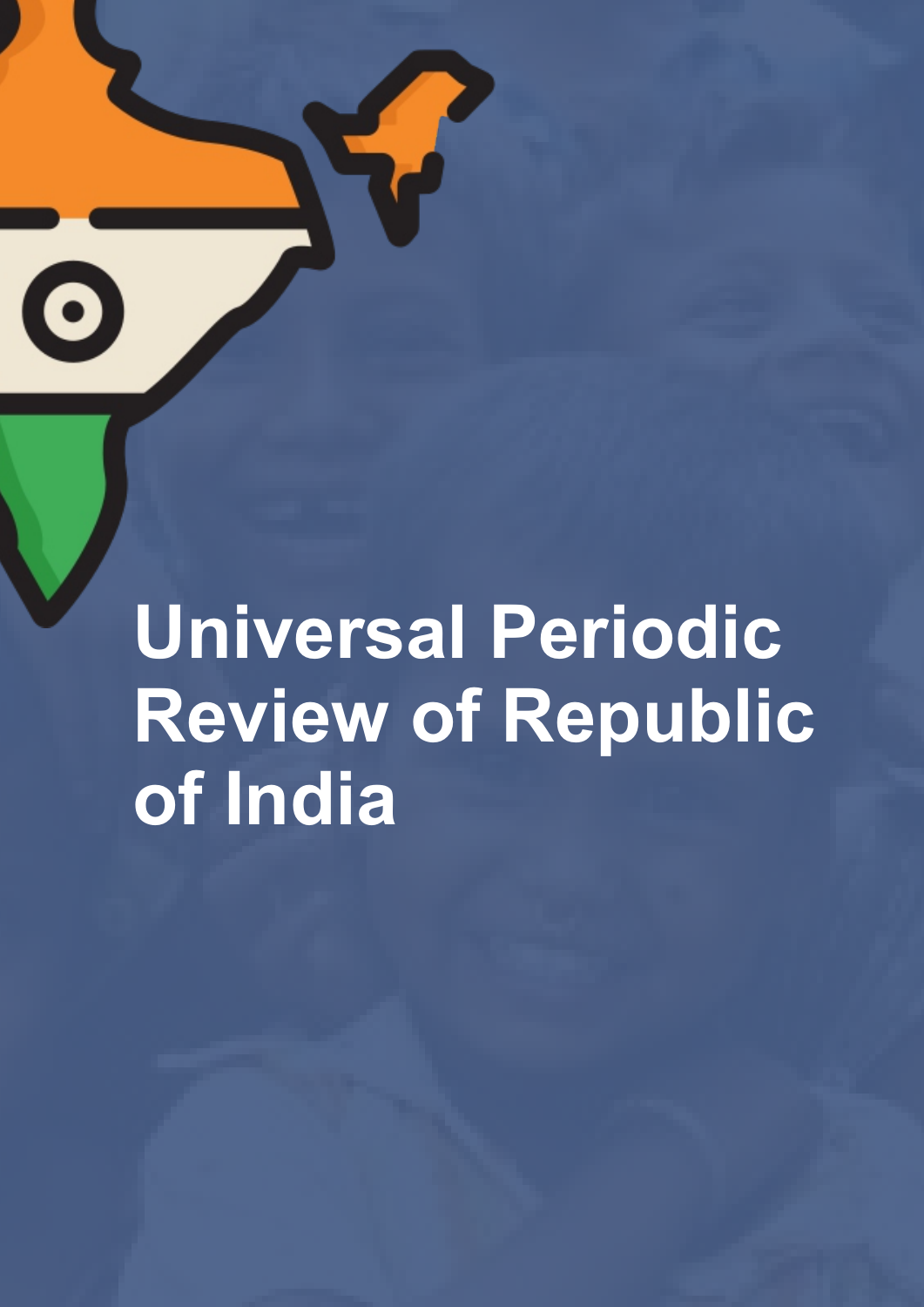# Universal Periodic Review of Republic of India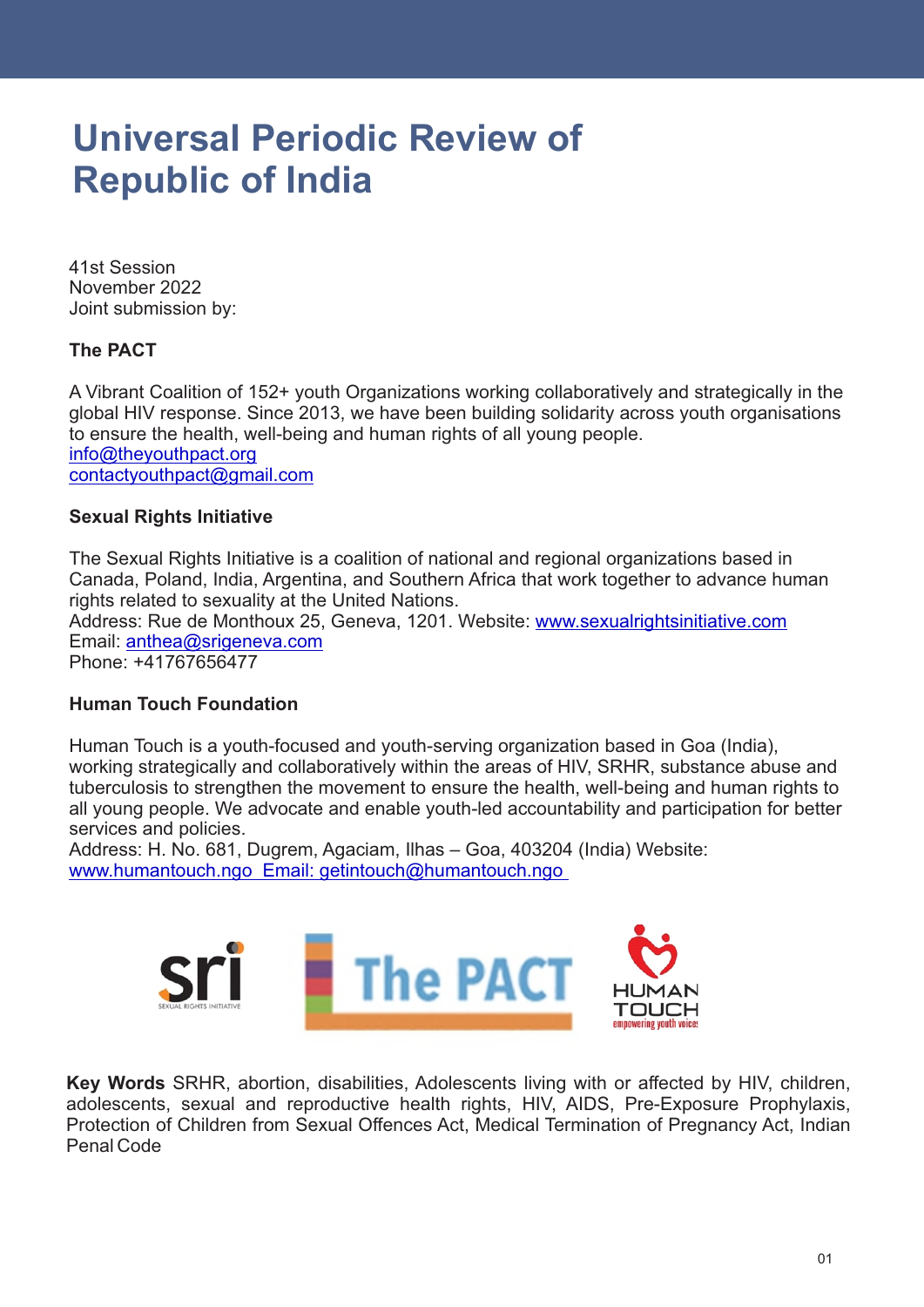# Universal Periodic Review of Republic of India

41st Session
November 2022
Joint submission by:

**The PACT**

A Vibrant Coalition of 152+ youth Organizations working collaboratively and strategically in the global HIV response. Since 2013, we have been building solidarity across youth organisations to ensure the health, well-being and human rights of all young people.
info@theyouthpact.org
contactyouthpact@gmail.com

**Sexual Rights Initiative**

The Sexual Rights Initiative is a coalition of national and regional organizations based in Canada, Poland, India, Argentina, and Southern Africa that work together to advance human rights related to sexuality at the United Nations.
Address: Rue de Monthoux 25, Geneva, 1201. Website: www.sexualrightsinitiative.com
Email: anthea@srigeneva.com
Phone: +41767656477

**Human Touch Foundation**

Human Touch is a youth-focused and youth-serving organization based in Goa (India), working strategically and collaboratively within the areas of HIV, SRHR, substance abuse and tuberculosis to strengthen the movement to ensure the health, well-being and human rights to all young people. We advocate and enable youth-led accountability and participation for better services and policies.
Address: H. No. 681, Dugrem, Agaciam, Ilhas – Goa, 403204 (India) Website: www.humantouch.ngo Email: getintouch@humantouch.ngo

**Key Words** SRHR, abortion, disabilities, Adolescents living with or affected by HIV, children, adolescents, sexual and reproductive health rights, HIV, AIDS, Pre-Exposure Prophylaxis, Protection of Children from Sexual Offences Act, Medical Termination of Pregnancy Act, Indian Penal Code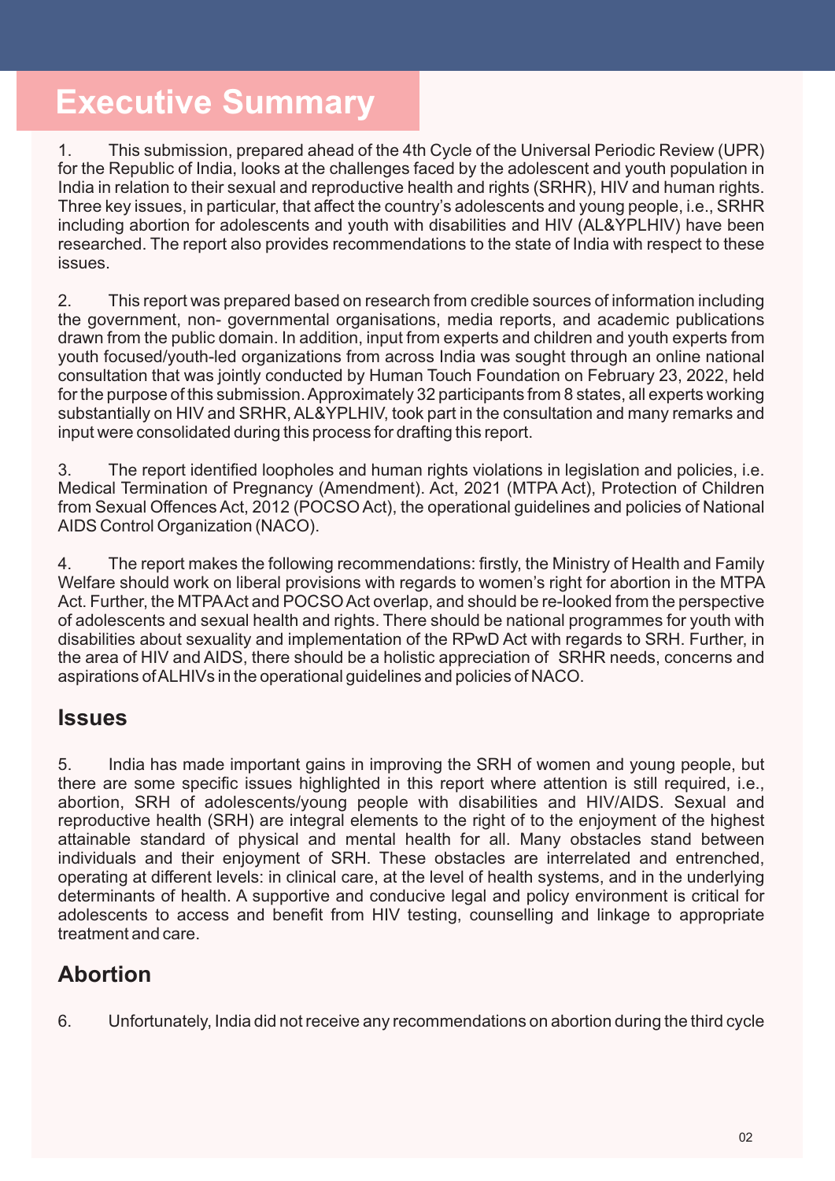# Executive Summary

1. This submission, prepared ahead of the 4th Cycle of the Universal Periodic Review (UPR) for the Republic of India, looks at the challenges faced by the adolescent and youth population in India in relation to their sexual and reproductive health and rights (SRHR), HIV and human rights. Three key issues, in particular, that affect the country's adolescents and young people, i.e., SRHR including abortion for adolescents and youth with disabilities and HIV (AL&YPLHIV) have been researched. The report also provides recommendations to the state of India with respect to these issues.

2. This report was prepared based on research from credible sources of information including the government, non- governmental organisations, media reports, and academic publications drawn from the public domain. In addition, input from experts and children and youth experts from youth focused/youth-led organizations from across India was sought through an online national consultation that was jointly conducted by Human Touch Foundation on February 23, 2022, held for the purpose of this submission. Approximately 32 participants from 8 states, all experts working substantially on HIV and SRHR, AL&YPLHIV, took part in the consultation and many remarks and input were consolidated during this process for drafting this report.

3. The report identified loopholes and human rights violations in legislation and policies, i.e. Medical Termination of Pregnancy (Amendment). Act, 2021 (MTPA Act), Protection of Children from Sexual Offences Act, 2012 (POCSO Act), the operational guidelines and policies of National AIDS Control Organization (NACO).

4. The report makes the following recommendations: firstly, the Ministry of Health and Family Welfare should work on liberal provisions with regards to women's right for abortion in the MTPA Act. Further, the MTPA Act and POCSO Act overlap, and should be re-looked from the perspective of adolescents and sexual health and rights. There should be national programmes for youth with disabilities about sexuality and implementation of the RPwD Act with regards to SRH. Further, in the area of HIV and AIDS, there should be a holistic appreciation of SRHR needs, concerns and aspirations of ALHIVs in the operational guidelines and policies of NACO.

## Issues

5. India has made important gains in improving the SRH of women and young people, but there are some specific issues highlighted in this report where attention is still required, i.e., abortion, SRH of adolescents/young people with disabilities and HIV/AIDS. Sexual and reproductive health (SRH) are integral elements to the right of to the enjoyment of the highest attainable standard of physical and mental health for all. Many obstacles stand between individuals and their enjoyment of SRH. These obstacles are interrelated and entrenched, operating at different levels: in clinical care, at the level of health systems, and in the underlying determinants of health. A supportive and conducive legal and policy environment is critical for adolescents to access and benefit from HIV testing, counselling and linkage to appropriate treatment and care.

## Abortion

6. Unfortunately, India did not receive any recommendations on abortion during the third cycle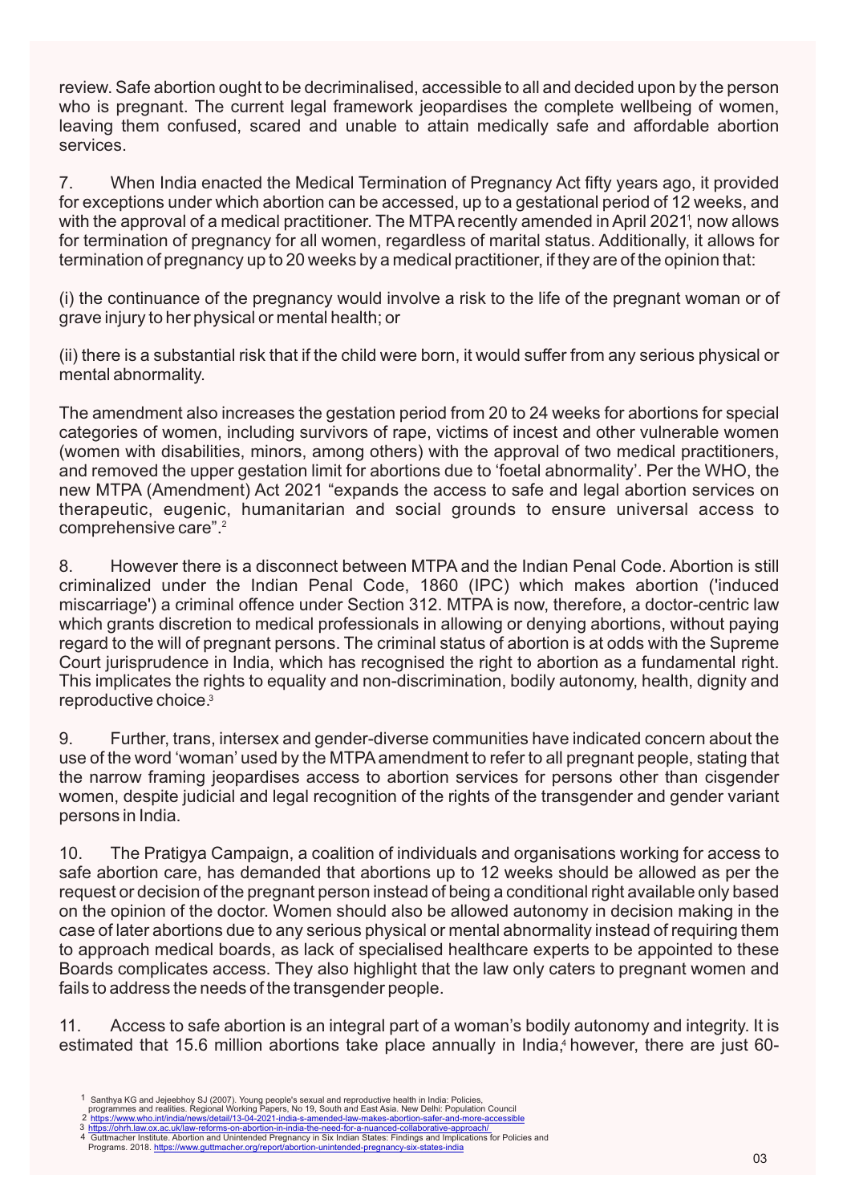review. Safe abortion ought to be decriminalised, accessible to all and decided upon by the person who is pregnant. The current legal framework jeopardises the complete wellbeing of women, leaving them confused, scared and unable to attain medically safe and affordable abortion services.

7. When India enacted the Medical Termination of Pregnancy Act fifty years ago, it provided for exceptions under which abortion can be accessed, up to a gestational period of 12 weeks, and with the approval of a medical practitioner. The MTPA recently amended in April 2021[1], now allows for termination of pregnancy for all women, regardless of marital status. Additionally, it allows for termination of pregnancy up to 20 weeks by a medical practitioner, if they are of the opinion that:

(i) the continuance of the pregnancy would involve a risk to the life of the pregnant woman or of grave injury to her physical or mental health; or

(ii) there is a substantial risk that if the child were born, it would suffer from any serious physical or mental abnormality.

The amendment also increases the gestation period from 20 to 24 weeks for abortions for special categories of women, including survivors of rape, victims of incest and other vulnerable women (women with disabilities, minors, among others) with the approval of two medical practitioners, and removed the upper gestation limit for abortions due to 'foetal abnormality'. Per the WHO, the new MTPA (Amendment) Act 2021 "expands the access to safe and legal abortion services on therapeutic, eugenic, humanitarian and social grounds to ensure universal access to comprehensive care".[2]

8. However there is a disconnect between MTPA and the Indian Penal Code. Abortion is still criminalized under the Indian Penal Code, 1860 (IPC) which makes abortion ('induced miscarriage') a criminal offence under Section 312. MTPA is now, therefore, a doctor-centric law which grants discretion to medical professionals in allowing or denying abortions, without paying regard to the will of pregnant persons. The criminal status of abortion is at odds with the Supreme Court jurisprudence in India, which has recognised the right to abortion as a fundamental right. This implicates the rights to equality and non-discrimination, bodily autonomy, health, dignity and reproductive choice.[3]

9. Further, trans, intersex and gender-diverse communities have indicated concern about the use of the word 'woman' used by the MTPA amendment to refer to all pregnant people, stating that the narrow framing jeopardises access to abortion services for persons other than cisgender women, despite judicial and legal recognition of the rights of the transgender and gender variant persons in India.

10. The Pratigya Campaign, a coalition of individuals and organisations working for access to safe abortion care, has demanded that abortions up to 12 weeks should be allowed as per the request or decision of the pregnant person instead of being a conditional right available only based on the opinion of the doctor. Women should also be allowed autonomy in decision making in the case of later abortions due to any serious physical or mental abnormality instead of requiring them to approach medical boards, as lack of specialised healthcare experts to be appointed to these Boards complicates access. They also highlight that the law only caters to pregnant women and fails to address the needs of the transgender people.

11. Access to safe abortion is an integral part of a woman's bodily autonomy and integrity. It is estimated that 15.6 million abortions take place annually in India,[4] however, there are just 60-

1 Santhya KG and Jejeebhoy SJ (2007). Young people's sexual and reproductive health in India: Policies, programmes and realities. Regional Working Papers, No 19, South and East Asia. New Delhi: Population Council

2 https://www.who.int/india/news/detail/13-04-2021-india-s-amended-law-makes-abortion-safer-and-more-accessible

3 https://ohrh.law.ox.ac.uk/law-reforms-on-abortion-in-india-the-need-for-a-nuanced-collaborative-approach/

4 Guttmacher Institute. Abortion and Unintended Pregnancy in Six Indian States: Findings and Implications for Policies and Programs. 2018. https://www.guttmacher.org/report/abortion-unintended-pregnancy-six-states-india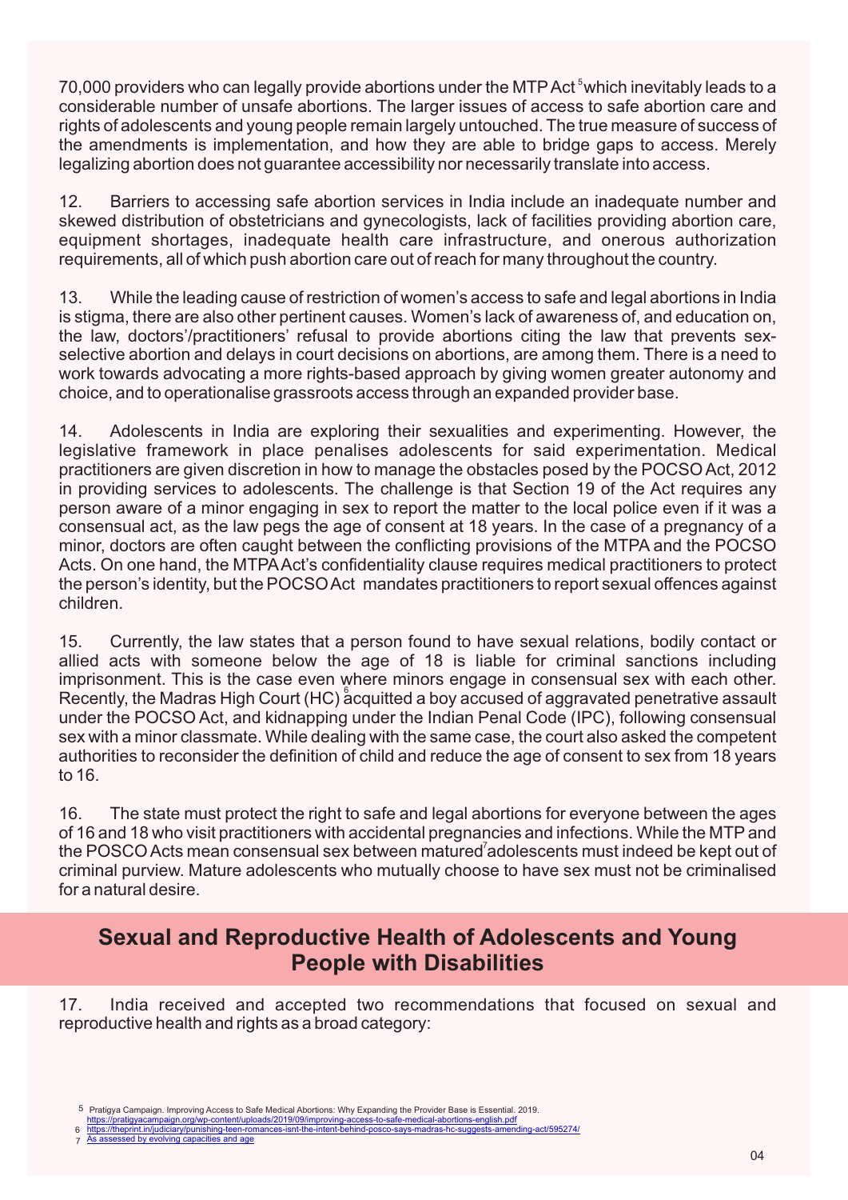70,000 providers who can legally provide abortions under the MTP Act [5] which inevitably leads to a considerable number of unsafe abortions. The larger issues of access to safe abortion care and rights of adolescents and young people remain largely untouched. The true measure of success of the amendments is implementation, and how they are able to bridge gaps to access. Merely legalizing abortion does not guarantee accessibility nor necessarily translate into access.

12. Barriers to accessing safe abortion services in India include an inadequate number and skewed distribution of obstetricians and gynecologists, lack of facilities providing abortion care, equipment shortages, inadequate health care infrastructure, and onerous authorization requirements, all of which push abortion care out of reach for many throughout the country.

13. While the leading cause of restriction of women's access to safe and legal abortions in India is stigma, there are also other pertinent causes. Women's lack of awareness of, and education on, the law, doctors'/practitioners' refusal to provide abortions citing the law that prevents sex-selective abortion and delays in court decisions on abortions, are among them. There is a need to work towards advocating a more rights-based approach by giving women greater autonomy and choice, and to operationalise grassroots access through an expanded provider base.

14. Adolescents in India are exploring their sexualities and experimenting. However, the legislative framework in place penalises adolescents for said experimentation. Medical practitioners are given discretion in how to manage the obstacles posed by the POCSO Act, 2012 in providing services to adolescents. The challenge is that Section 19 of the Act requires any person aware of a minor engaging in sex to report the matter to the local police even if it was a consensual act, as the law pegs the age of consent at 18 years. In the case of a pregnancy of a minor, doctors are often caught between the conflicting provisions of the MTPA and the POCSO Acts. On one hand, the MTPA Act's confidentiality clause requires medical practitioners to protect the person's identity, but the POCSO Act mandates practitioners to report sexual offences against children.

15. Currently, the law states that a person found to have sexual relations, bodily contact or allied acts with someone below the age of 18 is liable for criminal sanctions including imprisonment. This is the case even where minors engage in consensual sex with each other. Recently, the Madras High Court (HC) [6] acquitted a boy accused of aggravated penetrative assault under the POCSO Act, and kidnapping under the Indian Penal Code (IPC), following consensual sex with a minor classmate. While dealing with the same case, the court also asked the competent authorities to reconsider the definition of child and reduce the age of consent to sex from 18 years to 16.

16. The state must protect the right to safe and legal abortions for everyone between the ages of 16 and 18 who visit practitioners with accidental pregnancies and infections. While the MTP and the POSCO Acts mean consensual sex between matured [7] adolescents must indeed be kept out of criminal purview. Mature adolescents who mutually choose to have sex must not be criminalised for a natural desire.

## Sexual and Reproductive Health of Adolescents and Young People with Disabilities

17. India received and accepted two recommendations that focused on sexual and reproductive health and rights as a broad category:

---

5 Pratigya Campaign. Improving Access to Safe Medical Abortions: Why Expanding the Provider Base is Essential. 2019. https://pratigyacampaign.org/wp-content/uploads/2019/09/improving-access-to-safe-medical-abortions-english.pdf

6 https://theprint.in/judiciary/punishing-teen-romances-isnt-the-intent-behind-posco-says-madras-hc-suggests-amending-act/595274/

7 As assessed by evolving capacities and age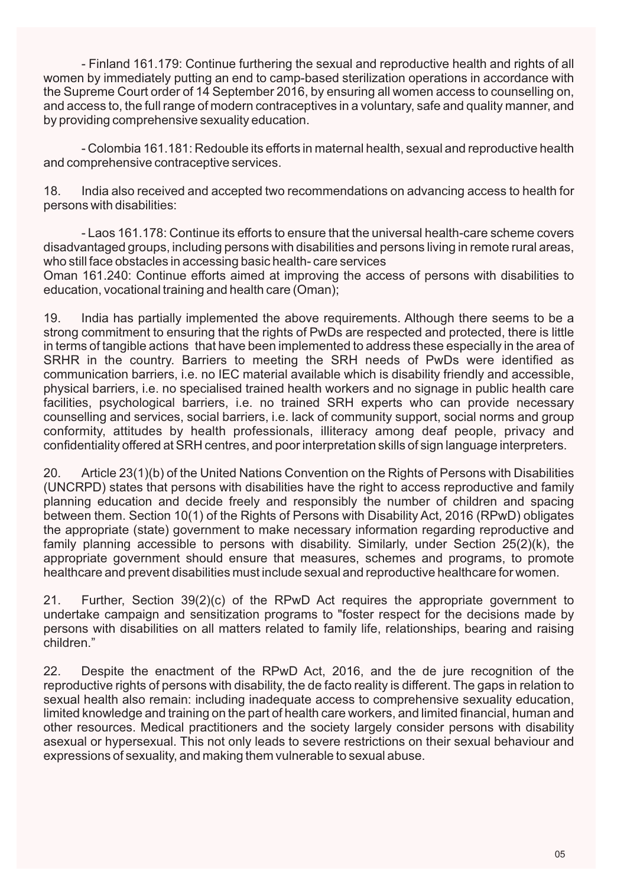- Finland 161.179: Continue furthering the sexual and reproductive health and rights of all women by immediately putting an end to camp-based sterilization operations in accordance with the Supreme Court order of 14 September 2016, by ensuring all women access to counselling on, and access to, the full range of modern contraceptives in a voluntary, safe and quality manner, and by providing comprehensive sexuality education.

- Colombia 161.181: Redouble its efforts in maternal health, sexual and reproductive health and comprehensive contraceptive services.

18. India also received and accepted two recommendations on advancing access to health for persons with disabilities:

- Laos 161.178: Continue its efforts to ensure that the universal health-care scheme covers disadvantaged groups, including persons with disabilities and persons living in remote rural areas, who still face obstacles in accessing basic health- care services

Oman 161.240: Continue efforts aimed at improving the access of persons with disabilities to education, vocational training and health care (Oman);

19. India has partially implemented the above requirements. Although there seems to be a strong commitment to ensuring that the rights of PwDs are respected and protected, there is little in terms of tangible actions that have been implemented to address these especially in the area of SRHR in the country. Barriers to meeting the SRH needs of PwDs were identified as communication barriers, i.e. no IEC material available which is disability friendly and accessible, physical barriers, i.e. no specialised trained health workers and no signage in public health care facilities, psychological barriers, i.e. no trained SRH experts who can provide necessary counselling and services, social barriers, i.e. lack of community support, social norms and group conformity, attitudes by health professionals, illiteracy among deaf people, privacy and confidentiality offered at SRH centres, and poor interpretation skills of sign language interpreters.

20. Article 23(1)(b) of the United Nations Convention on the Rights of Persons with Disabilities (UNCRPD) states that persons with disabilities have the right to access reproductive and family planning education and decide freely and responsibly the number of children and spacing between them. Section 10(1) of the Rights of Persons with Disability Act, 2016 (RPwD) obligates the appropriate (state) government to make necessary information regarding reproductive and family planning accessible to persons with disability. Similarly, under Section 25(2)(k), the appropriate government should ensure that measures, schemes and programs, to promote healthcare and prevent disabilities must include sexual and reproductive healthcare for women.

21. Further, Section 39(2)(c) of the RPwD Act requires the appropriate government to undertake campaign and sensitization programs to "foster respect for the decisions made by persons with disabilities on all matters related to family life, relationships, bearing and raising children."

22. Despite the enactment of the RPwD Act, 2016, and the de jure recognition of the reproductive rights of persons with disability, the de facto reality is different. The gaps in relation to sexual health also remain: including inadequate access to comprehensive sexuality education, limited knowledge and training on the part of health care workers, and limited financial, human and other resources. Medical practitioners and the society largely consider persons with disability asexual or hypersexual. This not only leads to severe restrictions on their sexual behaviour and expressions of sexuality, and making them vulnerable to sexual abuse.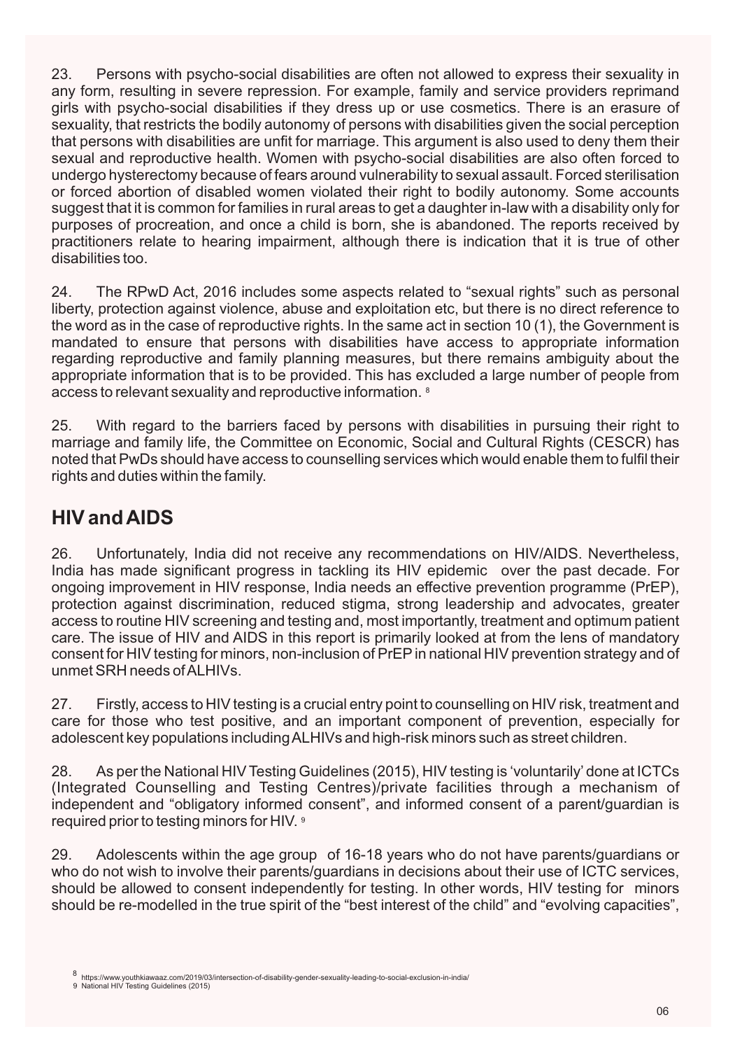23. Persons with psycho-social disabilities are often not allowed to express their sexuality in any form, resulting in severe repression. For example, family and service providers reprimand girls with psycho-social disabilities if they dress up or use cosmetics. There is an erasure of sexuality, that restricts the bodily autonomy of persons with disabilities given the social perception that persons with disabilities are unfit for marriage. This argument is also used to deny them their sexual and reproductive health. Women with psycho-social disabilities are also often forced to undergo hysterectomy because of fears around vulnerability to sexual assault. Forced sterilisation or forced abortion of disabled women violated their right to bodily autonomy. Some accounts suggest that it is common for families in rural areas to get a daughter in-law with a disability only for purposes of procreation, and once a child is born, she is abandoned. The reports received by practitioners relate to hearing impairment, although there is indication that it is true of other disabilities too.

24. The RPwD Act, 2016 includes some aspects related to "sexual rights" such as personal liberty, protection against violence, abuse and exploitation etc, but there is no direct reference to the word as in the case of reproductive rights. In the same act in section 10 (1), the Government is mandated to ensure that persons with disabilities have access to appropriate information regarding reproductive and family planning measures, but there remains ambiguity about the appropriate information that is to be provided. This has excluded a large number of people from access to relevant sexuality and reproductive information. [8]

25. With regard to the barriers faced by persons with disabilities in pursuing their right to marriage and family life, the Committee on Economic, Social and Cultural Rights (CESCR) has noted that PwDs should have access to counselling services which would enable them to fulfil their rights and duties within the family.

## HIV and AIDS

26. Unfortunately, India did not receive any recommendations on HIV/AIDS. Nevertheless, India has made significant progress in tackling its HIV epidemic over the past decade. For ongoing improvement in HIV response, India needs an effective prevention programme (PrEP), protection against discrimination, reduced stigma, strong leadership and advocates, greater access to routine HIV screening and testing and, most importantly, treatment and optimum patient care. The issue of HIV and AIDS in this report is primarily looked at from the lens of mandatory consent for HIV testing for minors, non-inclusion of PrEP in national HIV prevention strategy and of unmet SRH needs of ALHIVs.

27. Firstly, access to HIV testing is a crucial entry point to counselling on HIV risk, treatment and care for those who test positive, and an important component of prevention, especially for adolescent key populations including ALHIVs and high-risk minors such as street children.

28. As per the National HIV Testing Guidelines (2015), HIV testing is 'voluntarily' done at ICTCs (Integrated Counselling and Testing Centres)/private facilities through a mechanism of independent and "obligatory informed consent", and informed consent of a parent/guardian is required prior to testing minors for HIV. [9]

29. Adolescents within the age group of 16-18 years who do not have parents/guardians or who do not wish to involve their parents/guardians in decisions about their use of ICTC services, should be allowed to consent independently for testing. In other words, HIV testing for minors should be re-modelled in the true spirit of the "best interest of the child" and "evolving capacities",

[8] https://www.youthkiawaaz.com/2019/03/intersection-of-disability-gender-sexuality-leading-to-social-exclusion-in-india/

[9] National HIV Testing Guidelines (2015)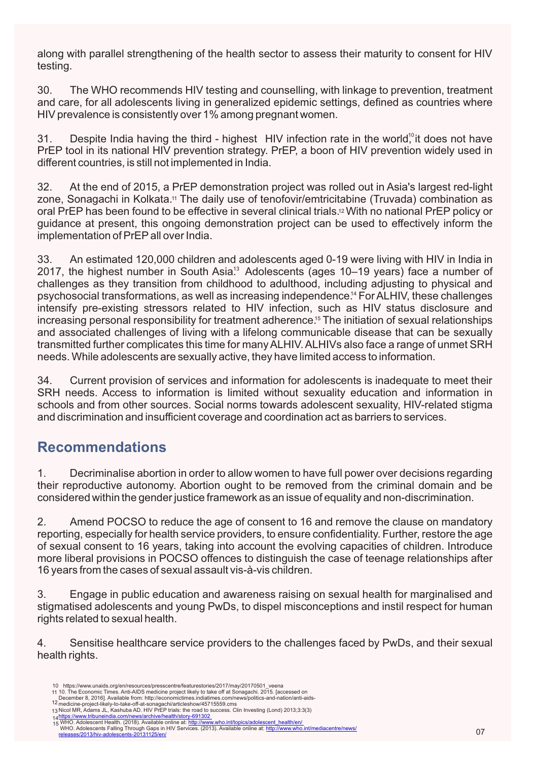along with parallel strengthening of the health sector to assess their maturity to consent for HIV testing.

30. The WHO recommends HIV testing and counselling, with linkage to prevention, treatment and care, for all adolescents living in generalized epidemic settings, defined as countries where HIV prevalence is consistently over 1% among pregnant women.

31. Despite India having the third - highest HIV infection rate in the world,[10] it does not have PrEP tool in its national HIV prevention strategy. PrEP, a boon of HIV prevention widely used in different countries, is still not implemented in India.

32. At the end of 2015, a PrEP demonstration project was rolled out in Asia's largest red-light zone, Sonagachi in Kolkata.[11] The daily use of tenofovir/emtricitabine (Truvada) combination as oral PrEP has been found to be effective in several clinical trials.[12] With no national PrEP policy or guidance at present, this ongoing demonstration project can be used to effectively inform the implementation of PrEP all over India.

33. An estimated 120,000 children and adolescents aged 0-19 were living with HIV in India in 2017, the highest number in South Asia.[13] Adolescents (ages 10–19 years) face a number of challenges as they transition from childhood to adulthood, including adjusting to physical and psychosocial transformations, as well as increasing independence.[14] For ALHIV, these challenges intensify pre-existing stressors related to HIV infection, such as HIV status disclosure and increasing personal responsibility for treatment adherence.[15] The initiation of sexual relationships and associated challenges of living with a lifelong communicable disease that can be sexually transmitted further complicates this time for many ALHIV. ALHIVs also face a range of unmet SRH needs. While adolescents are sexually active, they have limited access to information.

34. Current provision of services and information for adolescents is inadequate to meet their SRH needs. Access to information is limited without sexuality education and information in schools and from other sources. Social norms towards adolescent sexuality, HIV-related stigma and discrimination and insufficient coverage and coordination act as barriers to services.

## Recommendations

1. Decriminalise abortion in order to allow women to have full power over decisions regarding their reproductive autonomy. Abortion ought to be removed from the criminal domain and be considered within the gender justice framework as an issue of equality and non-discrimination.

2. Amend POCSO to reduce the age of consent to 16 and remove the clause on mandatory reporting, especially for health service providers, to ensure confidentiality. Further, restore the age of sexual consent to 16 years, taking into account the evolving capacities of children. Introduce more liberal provisions in POCSO offences to distinguish the case of teenage relationships after 16 years from the cases of sexual assault vis-à-vis children.

3. Engage in public education and awareness raising on sexual health for marginalised and stigmatised adolescents and young PwDs, to dispel misconceptions and instil respect for human rights related to sexual health.

4. Sensitise healthcare service providers to the challenges faced by PwDs, and their sexual health rights.

---

10 https://www.unaids.org/en/resources/presscentre/featurestories/2017/may/20170501_veena

11 10. The Economic Times. Anti-AIDS medicine project likely to take off at Sonagachi. 2015. [accessed on December 8, 2016]. Available from: http://economictimes.indiatimes.com/news/politics-and-nation/anti-aids-medicine-project-likely-to-take-off-at-sonagachi/articleshow/45715559.cms

12 Nicol MR, Adams JL, Kashuba AD. HIV PrEP trials: the road to success. Clin Investing (Lond) 2013;3:3(3)

13 https://www.tribuneindia.com/news/archive/health/story-691302

14 WHO. Adolescent Health. (2018). Available online at: http://www.who.int/topics/adolescent_health/en/

15 WHO. Adolescents Falling Through Gaps in HIV Services. (2013). Available online at: http://www.who.int/mediacentre/news/releases/2013/hiv-adolescents-20131125/en/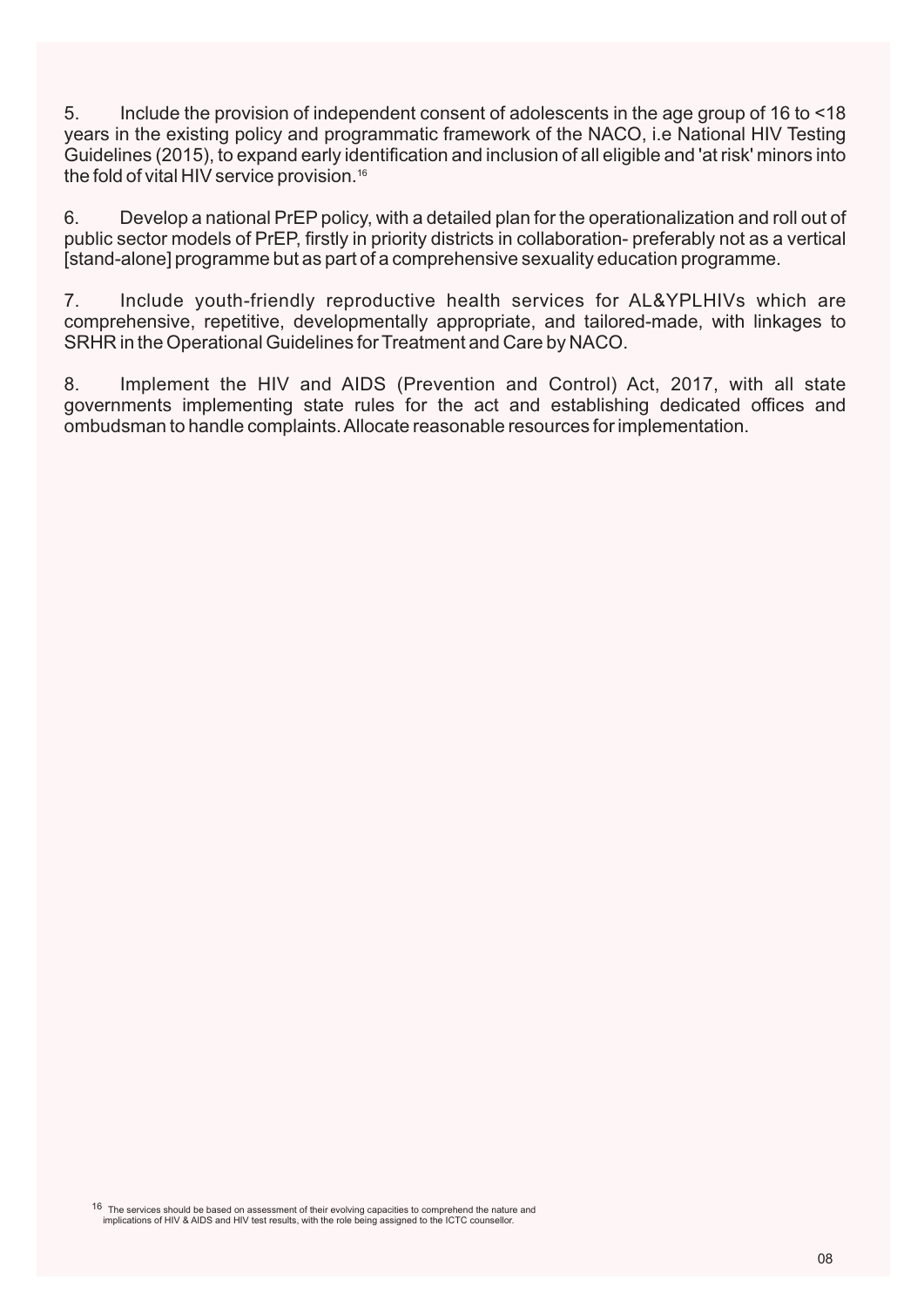5. Include the provision of independent consent of adolescents in the age group of 16 to <18 years in the existing policy and programmatic framework of the NACO, i.e National HIV Testing Guidelines (2015), to expand early identification and inclusion of all eligible and 'at risk' minors into the fold of vital HIV service provision.[16]

6. Develop a national PrEP policy, with a detailed plan for the operationalization and roll out of public sector models of PrEP, firstly in priority districts in collaboration- preferably not as a vertical [stand-alone] programme but as part of a comprehensive sexuality education programme.

7. Include youth-friendly reproductive health services for AL&YPLHIVs which are comprehensive, repetitive, developmentally appropriate, and tailored-made, with linkages to SRHR in the Operational Guidelines for Treatment and Care by NACO.

8. Implement the HIV and AIDS (Prevention and Control) Act, 2017, with all state governments implementing state rules for the act and establishing dedicated offices and ombudsman to handle complaints. Allocate reasonable resources for implementation.

[16] The services should be based on assessment of their evolving capacities to comprehend the nature and implications of HIV & AIDS and HIV test results, with the role being assigned to the ICTC counsellor.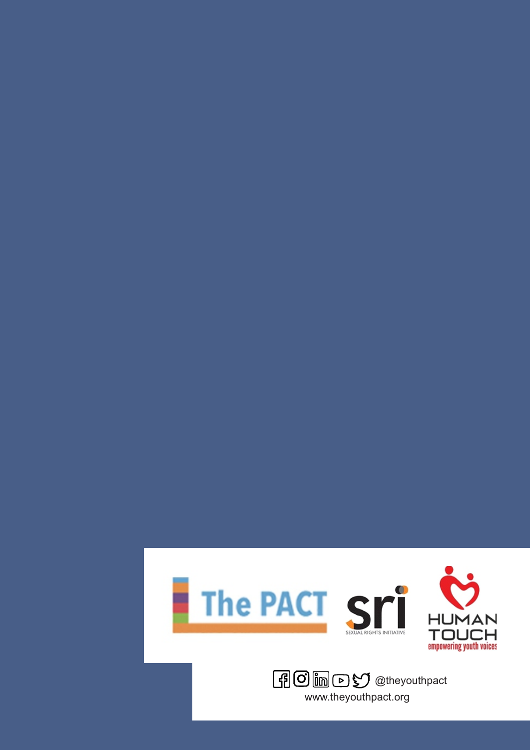The PACT

sri

SEXUAL RIGHTS INITIATIVE

HUMAN TOUCH

empowering youth voices

@theyouthpact

www.theyouthpact.org